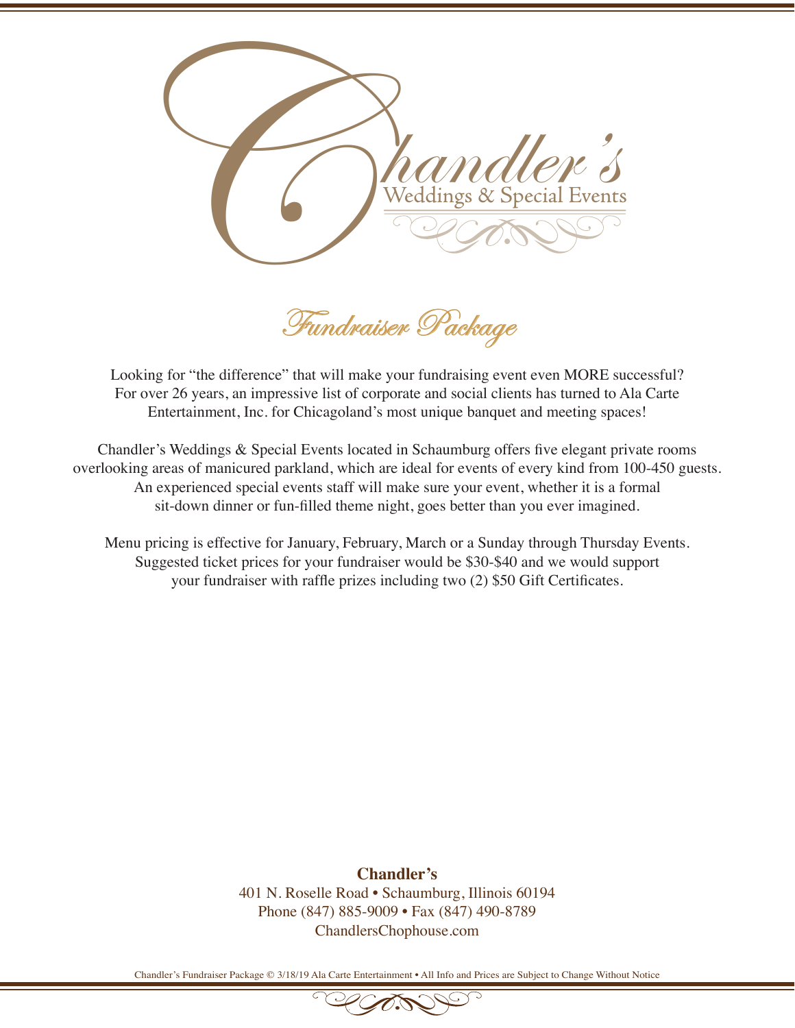# Chandler's

## Weddings & Special Events

## *Fundraiser Package*

Looking for "the difference" that will make your fundraising event even MORE successful? For over 26 years, an impressive list of corporate and social clients has turned to Ala Carte Entertainment, Inc. for Chicagoland's most unique banquet and meeting spaces!

Chandler's Weddings & Special Events located in Schaumburg offers five elegant private rooms overlooking areas of manicured parkland, which are ideal for events of every kind from 100-450 guests. An experienced special events staff will make sure your event, whether it is a formal sit-down dinner or fun-filled theme night, goes better than you ever imagined.

Menu pricing is effective for January, February, March or a Sunday through Thursday Events. Suggested ticket prices for your fundraiser would be $30-$40 and we would support your fundraiser with raffle prizes including two (2) $50 Gift Certificates.

**Chandler's**
401 N. Roselle Road • Schaumburg, Illinois 60194
Phone (847) 885-9009 • Fax (847) 490-8789
ChandlersChophouse.com

Chandler's Fundraiser Package © 3/18/19 Ala Carte Entertainment • All Info and Prices are Subject to Change Without Notice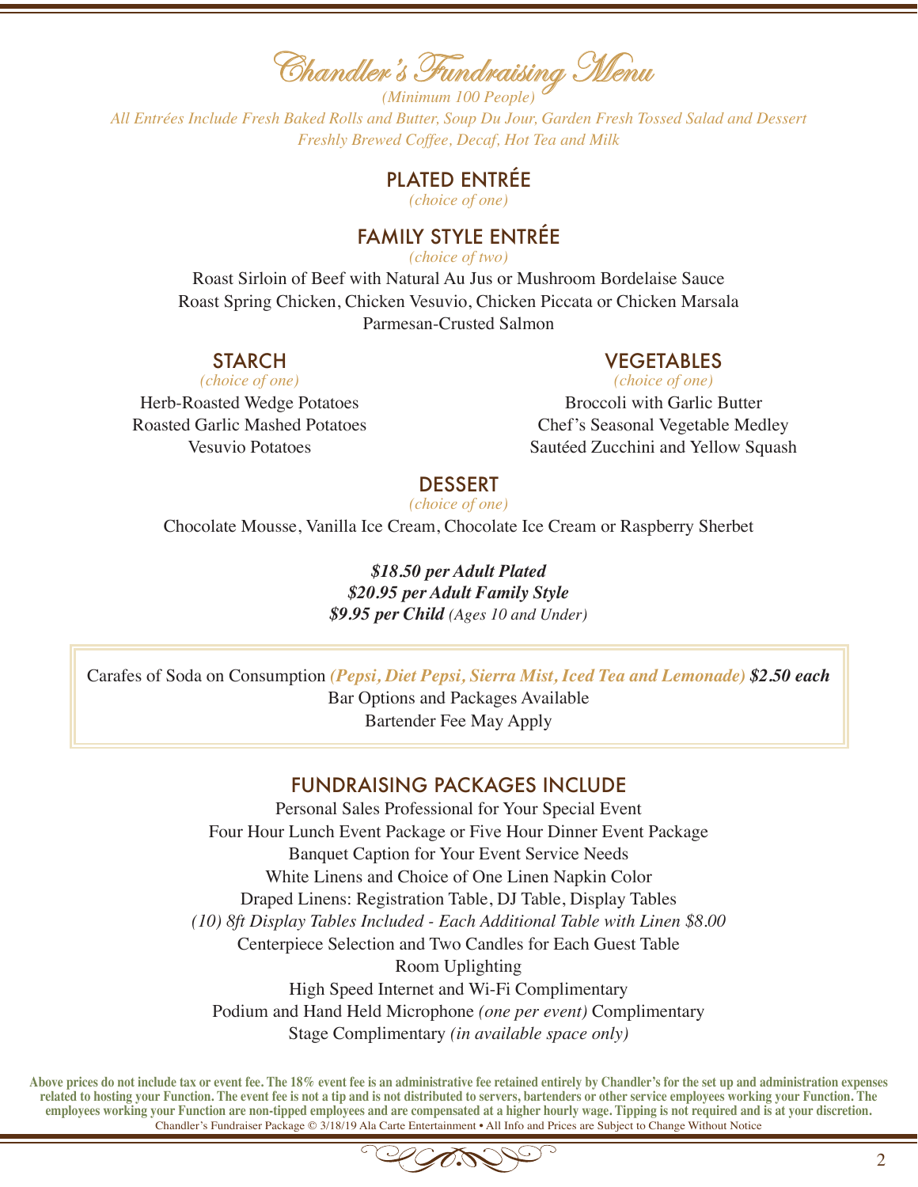# Chandler's Fundraising Menu

*(Minimum 100 People)*

*All Entrées Include Fresh Baked Rolls and Butter, Soup Du Jour, Garden Fresh Tossed Salad and Dessert*
*Freshly Brewed Coffee, Decaf, Hot Tea and Milk*

## PLATED ENTRÉE

*(choice of one)*

## FAMILY STYLE ENTRÉE

*(choice of two)*

Roast Sirloin of Beef with Natural Au Jus or Mushroom Bordelaise Sauce
Roast Spring Chicken, Chicken Vesuvio, Chicken Piccata or Chicken Marsala
Parmesan-Crusted Salmon

## STARCH

*(choice of one)*

Herb-Roasted Wedge Potatoes
Roasted Garlic Mashed Potatoes
Vesuvio Potatoes

## VEGETABLES

*(choice of one)*

Broccoli with Garlic Butter
Chef's Seasonal Vegetable Medley
Sautéed Zucchini and Yellow Squash

## DESSERT

*(choice of one)*

Chocolate Mousse, Vanilla Ice Cream, Chocolate Ice Cream or Raspberry Sherbet

***$18.50 per Adult Plated***
***$20.95 per Adult Family Style***
***$9.95 per Child*** *(Ages 10 and Under)*

Carafes of Soda on Consumption ***(Pepsi, Diet Pepsi, Sierra Mist, Iced Tea and Lemonade)*** ***$2.50 each***
Bar Options and Packages Available
Bartender Fee May Apply

## FUNDRAISING PACKAGES INCLUDE

Personal Sales Professional for Your Special Event
Four Hour Lunch Event Package or Five Hour Dinner Event Package
Banquet Caption for Your Event Service Needs
White Linens and Choice of One Linen Napkin Color
Draped Linens: Registration Table, DJ Table, Display Tables
*(10) 8ft Display Tables Included - Each Additional Table with Linen $8.00*
Centerpiece Selection and Two Candles for Each Guest Table
Room Uplighting
High Speed Internet and Wi-Fi Complimentary
Podium and Hand Held Microphone *(one per event)* Complimentary
Stage Complimentary *(in available space only)*

**Above prices do not include tax or event fee. The 18% event fee is an administrative fee retained entirely by Chandler's for the set up and administration expenses related to hosting your Function. The event fee is not a tip and is not distributed to servers, bartenders or other service employees working your Function. The employees working your Function are non-tipped employees and are compensated at a higher hourly wage. Tipping is not required and is at your discretion.**

Chandler's Fundraiser Package © 3/18/19 Ala Carte Entertainment • All Info and Prices are Subject to Change Without Notice